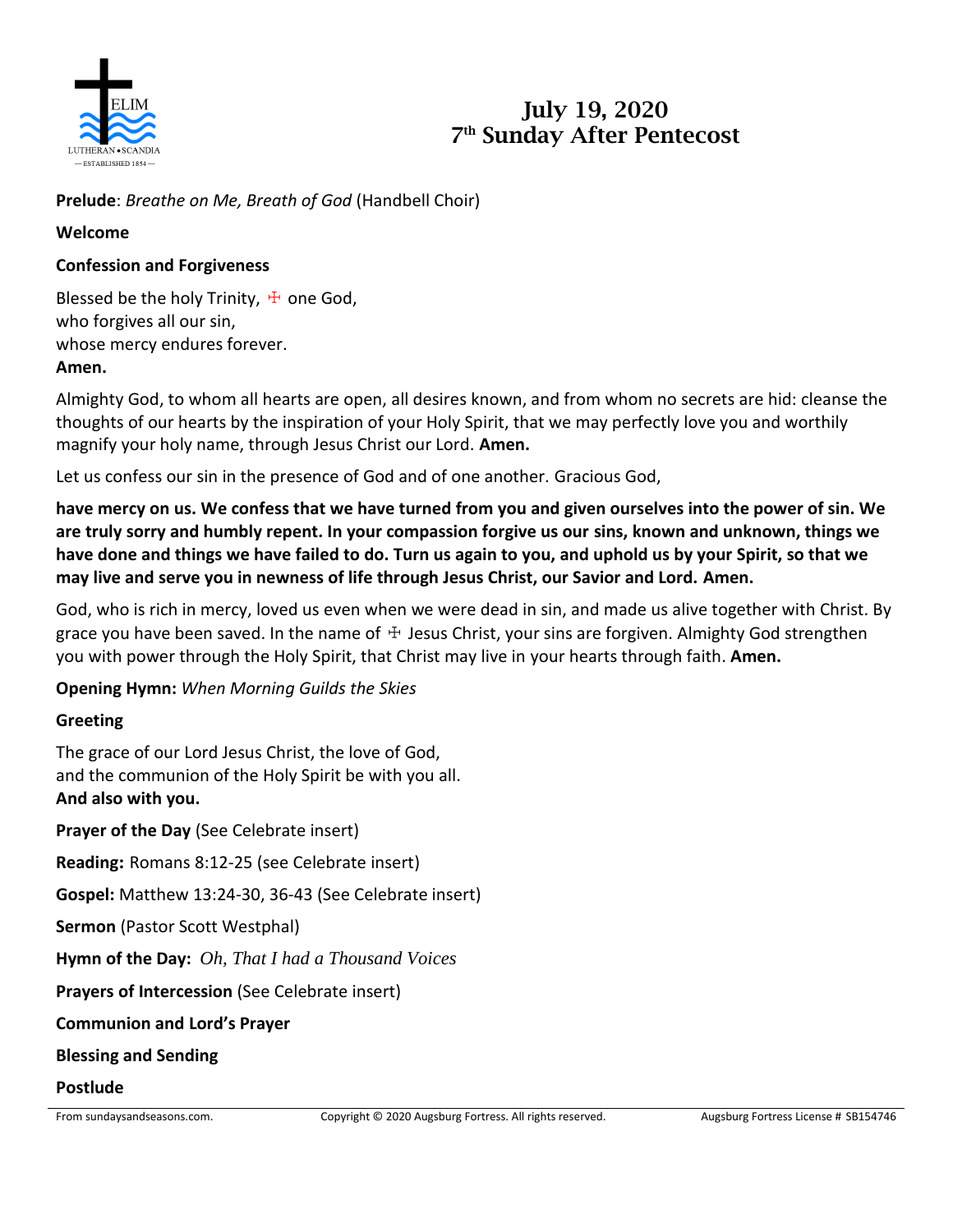# July 19, 2020
## 7th Sunday After Pentecost

**Prelude**: *Breathe on Me, Breath of God* (Handbell Choir)

**Welcome**

**Confession and Forgiveness**

Blessed be the holy Trinity, ☩ one God,
who forgives all our sin,
whose mercy endures forever.
**Amen.**

Almighty God, to whom all hearts are open, all desires known, and from whom no secrets are hid: cleanse the thoughts of our hearts by the inspiration of your Holy Spirit, that we may perfectly love you and worthily magnify your holy name, through Jesus Christ our Lord. **Amen.**

Let us confess our sin in the presence of God and of one another. Gracious God,

**have mercy on us. We confess that we have turned from you and given ourselves into the power of sin. We are truly sorry and humbly repent. In your compassion forgive us our sins, known and unknown, things we have done and things we have failed to do. Turn us again to you, and uphold us by your Spirit, so that we may live and serve you in newness of life through Jesus Christ, our Savior and Lord. Amen.**

God, who is rich in mercy, loved us even when we were dead in sin, and made us alive together with Christ. By grace you have been saved. In the name of ☩ Jesus Christ, your sins are forgiven. Almighty God strengthen you with power through the Holy Spirit, that Christ may live in your hearts through faith. **Amen.**

**Opening Hymn:** *When Morning Guilds the Skies*

**Greeting**

The grace of our Lord Jesus Christ, the love of God,
and the communion of the Holy Spirit be with you all.
**And also with you.**

**Prayer of the Day** (See Celebrate insert)

**Reading:** Romans 8:12-25 (see Celebrate insert)

**Gospel:** Matthew 13:24-30, 36-43 (See Celebrate insert)

**Sermon** (Pastor Scott Westphal)

**Hymn of the Day:** *Oh, That I had a Thousand Voices*

**Prayers of Intercession** (See Celebrate insert)

**Communion and Lord's Prayer**

**Blessing and Sending**

**Postlude**

From sundaysandseasons.com. Copyright © 2020 Augsburg Fortress. All rights reserved. Augsburg Fortress License # SB154746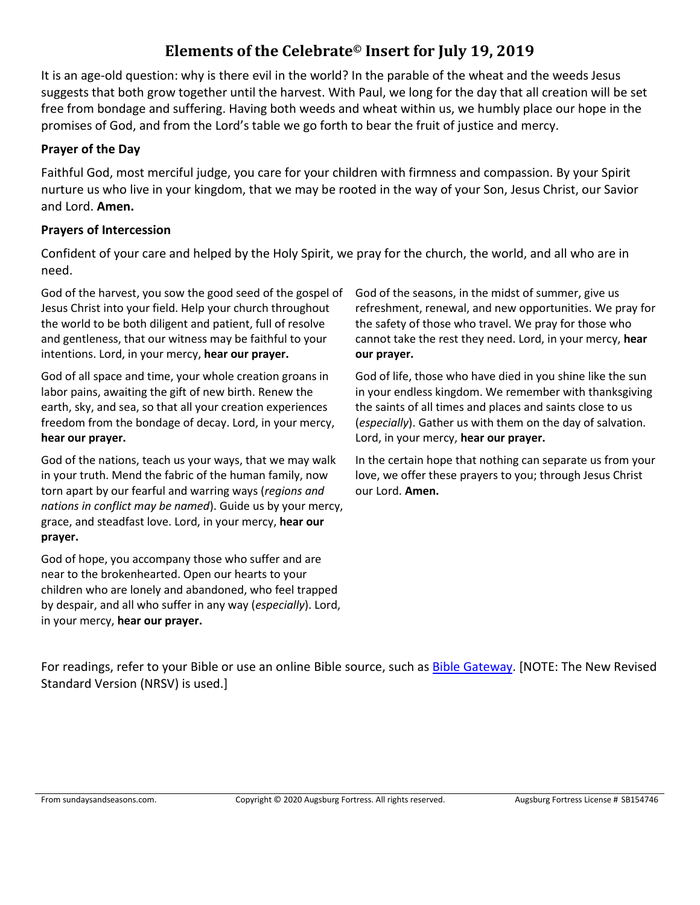# Elements of the Celebrate© Insert for July 19, 2019

It is an age-old question: why is there evil in the world? In the parable of the wheat and the weeds Jesus suggests that both grow together until the harvest. With Paul, we long for the day that all creation will be set free from bondage and suffering. Having both weeds and wheat within us, we humbly place our hope in the promises of God, and from the Lord's table we go forth to bear the fruit of justice and mercy.

### Prayer of the Day

Faithful God, most merciful judge, you care for your children with firmness and compassion. By your Spirit nurture us who live in your kingdom, that we may be rooted in the way of your Son, Jesus Christ, our Savior and Lord. **Amen.**

### Prayers of Intercession

Confident of your care and helped by the Holy Spirit, we pray for the church, the world, and all who are in need.

God of the harvest, you sow the good seed of the gospel of Jesus Christ into your field. Help your church throughout the world to be both diligent and patient, full of resolve and gentleness, that our witness may be faithful to your intentions. Lord, in your mercy, **hear our prayer.**

God of all space and time, your whole creation groans in labor pains, awaiting the gift of new birth. Renew the earth, sky, and sea, so that all your creation experiences freedom from the bondage of decay. Lord, in your mercy, **hear our prayer.**

God of the nations, teach us your ways, that we may walk in your truth. Mend the fabric of the human family, now torn apart by our fearful and warring ways (*regions and nations in conflict may be named*). Guide us by your mercy, grace, and steadfast love. Lord, in your mercy, **hear our prayer.**

God of hope, you accompany those who suffer and are near to the brokenhearted. Open our hearts to your children who are lonely and abandoned, who feel trapped by despair, and all who suffer in any way (*especially*). Lord, in your mercy, **hear our prayer.**

God of the seasons, in the midst of summer, give us refreshment, renewal, and new opportunities. We pray for the safety of those who travel. We pray for those who cannot take the rest they need. Lord, in your mercy, **hear our prayer.**

God of life, those who have died in you shine like the sun in your endless kingdom. We remember with thanksgiving the saints of all times and places and saints close to us (*especially*). Gather us with them on the day of salvation. Lord, in your mercy, **hear our prayer.**

In the certain hope that nothing can separate us from your love, we offer these prayers to you; through Jesus Christ our Lord. **Amen.**

For readings, refer to your Bible or use an online Bible source, such as Bible Gateway. [NOTE: The New Revised Standard Version (NRSV) is used.]

From sundaysandseasons.com. Copyright © 2020 Augsburg Fortress. All rights reserved. Augsburg Fortress License # SB154746